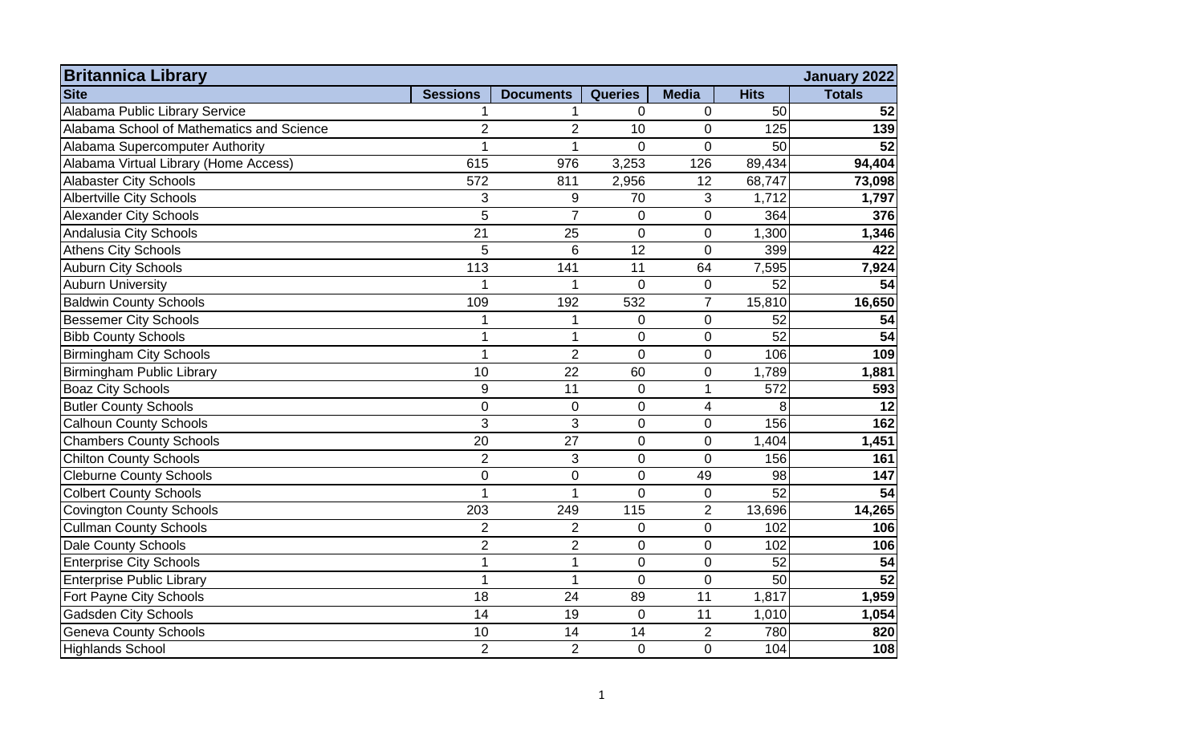| Britannica Library | | | | | | January 2022 |
|---|---|---|---|---|---|---|
| **Site** | **Sessions** | **Documents** | **Queries** | **Media** | **Hits** | **Totals** |
| Alabama Public Library Service | 1 | 1 | 0 | 0 | 50 | **52** |
| Alabama School of Mathematics and Science | 2 | 2 | 10 | 0 | 125 | **139** |
| Alabama Supercomputer Authority | 1 | 1 | 0 | 0 | 50 | **52** |
| Alabama Virtual Library (Home Access) | 615 | 976 | 3,253 | 126 | 89,434 | **94,404** |
| Alabaster City Schools | 572 | 811 | 2,956 | 12 | 68,747 | **73,098** |
| Albertville City Schools | 3 | 9 | 70 | 3 | 1,712 | **1,797** |
| Alexander City Schools | 5 | 7 | 0 | 0 | 364 | **376** |
| Andalusia City Schools | 21 | 25 | 0 | 0 | 1,300 | **1,346** |
| Athens City Schools | 5 | 6 | 12 | 0 | 399 | **422** |
| Auburn City Schools | 113 | 141 | 11 | 64 | 7,595 | **7,924** |
| Auburn University | 1 | 1 | 0 | 0 | 52 | **54** |
| Baldwin County Schools | 109 | 192 | 532 | 7 | 15,810 | **16,650** |
| Bessemer City Schools | 1 | 1 | 0 | 0 | 52 | **54** |
| Bibb County Schools | 1 | 1 | 0 | 0 | 52 | **54** |
| Birmingham City Schools | 1 | 2 | 0 | 0 | 106 | **109** |
| Birmingham Public Library | 10 | 22 | 60 | 0 | 1,789 | **1,881** |
| Boaz City Schools | 9 | 11 | 0 | 1 | 572 | **593** |
| Butler County Schools | 0 | 0 | 0 | 4 | 8 | **12** |
| Calhoun County Schools | 3 | 3 | 0 | 0 | 156 | **162** |
| Chambers County Schools | 20 | 27 | 0 | 0 | 1,404 | **1,451** |
| Chilton County Schools | 2 | 3 | 0 | 0 | 156 | **161** |
| Cleburne County Schools | 0 | 0 | 0 | 49 | 98 | **147** |
| Colbert County Schools | 1 | 1 | 0 | 0 | 52 | **54** |
| Covington County Schools | 203 | 249 | 115 | 2 | 13,696 | **14,265** |
| Cullman County Schools | 2 | 2 | 0 | 0 | 102 | **106** |
| Dale County Schools | 2 | 2 | 0 | 0 | 102 | **106** |
| Enterprise City Schools | 1 | 1 | 0 | 0 | 52 | **54** |
| Enterprise Public Library | 1 | 1 | 0 | 0 | 50 | **52** |
| Fort Payne City Schools | 18 | 24 | 89 | 11 | 1,817 | **1,959** |
| Gadsden City Schools | 14 | 19 | 0 | 11 | 1,010 | **1,054** |
| Geneva County Schools | 10 | 14 | 14 | 2 | 780 | **820** |
| Highlands School | 2 | 2 | 0 | 0 | 104 | **108** |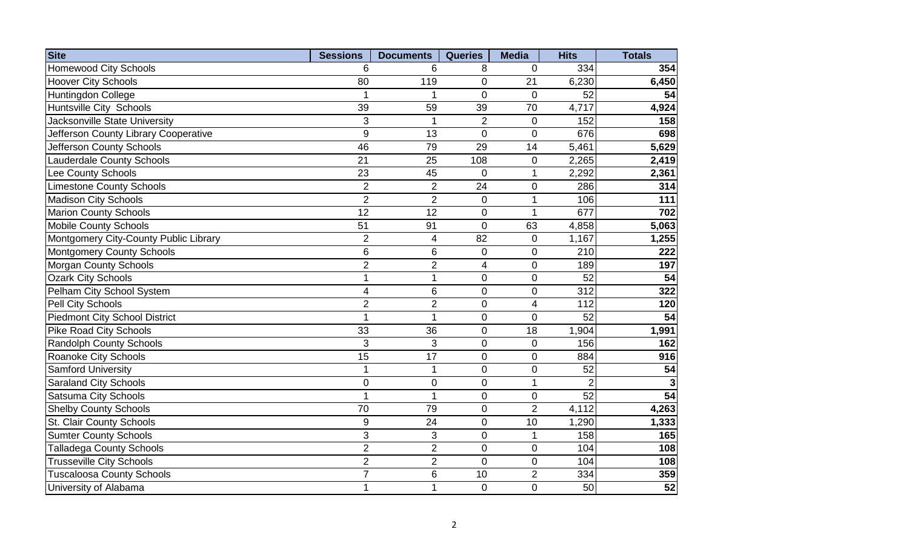| Site | Sessions | Documents | Queries | Media | Hits | Totals |
|---|---|---|---|---|---|---|
| Homewood City Schools | 6 | 6 | 8 | 0 | 334 | **354** |
| Hoover City Schools | 80 | 119 | 0 | 21 | 6,230 | **6,450** |
| Huntingdon College | 1 | 1 | 0 | 0 | 52 | **54** |
| Huntsville City Schools | 39 | 59 | 39 | 70 | 4,717 | **4,924** |
| Jacksonville State University | 3 | 1 | 2 | 0 | 152 | **158** |
| Jefferson County Library Cooperative | 9 | 13 | 0 | 0 | 676 | **698** |
| Jefferson County Schools | 46 | 79 | 29 | 14 | 5,461 | **5,629** |
| Lauderdale County Schools | 21 | 25 | 108 | 0 | 2,265 | **2,419** |
| Lee County Schools | 23 | 45 | 0 | 1 | 2,292 | **2,361** |
| Limestone County Schools | 2 | 2 | 24 | 0 | 286 | **314** |
| Madison City Schools | 2 | 2 | 0 | 1 | 106 | **111** |
| Marion County Schools | 12 | 12 | 0 | 1 | 677 | **702** |
| Mobile County Schools | 51 | 91 | 0 | 63 | 4,858 | **5,063** |
| Montgomery City-County Public Library | 2 | 4 | 82 | 0 | 1,167 | **1,255** |
| Montgomery County Schools | 6 | 6 | 0 | 0 | 210 | **222** |
| Morgan County Schools | 2 | 2 | 4 | 0 | 189 | **197** |
| Ozark City Schools | 1 | 1 | 0 | 0 | 52 | **54** |
| Pelham City School System | 4 | 6 | 0 | 0 | 312 | **322** |
| Pell City Schools | 2 | 2 | 0 | 4 | 112 | **120** |
| Piedmont City School District | 1 | 1 | 0 | 0 | 52 | **54** |
| Pike Road City Schools | 33 | 36 | 0 | 18 | 1,904 | **1,991** |
| Randolph County Schools | 3 | 3 | 0 | 0 | 156 | **162** |
| Roanoke City Schools | 15 | 17 | 0 | 0 | 884 | **916** |
| Samford University | 1 | 1 | 0 | 0 | 52 | **54** |
| Saraland City Schools | 0 | 0 | 0 | 1 | 2 | **3** |
| Satsuma City Schools | 1 | 1 | 0 | 0 | 52 | **54** |
| Shelby County Schools | 70 | 79 | 0 | 2 | 4,112 | **4,263** |
| St. Clair County Schools | 9 | 24 | 0 | 10 | 1,290 | **1,333** |
| Sumter County Schools | 3 | 3 | 0 | 1 | 158 | **165** |
| Talladega County Schools | 2 | 2 | 0 | 0 | 104 | **108** |
| Trusseville City Schools | 2 | 2 | 0 | 0 | 104 | **108** |
| Tuscaloosa County Schools | 7 | 6 | 10 | 2 | 334 | **359** |
| University of Alabama | 1 | 1 | 0 | 0 | 50 | **52** |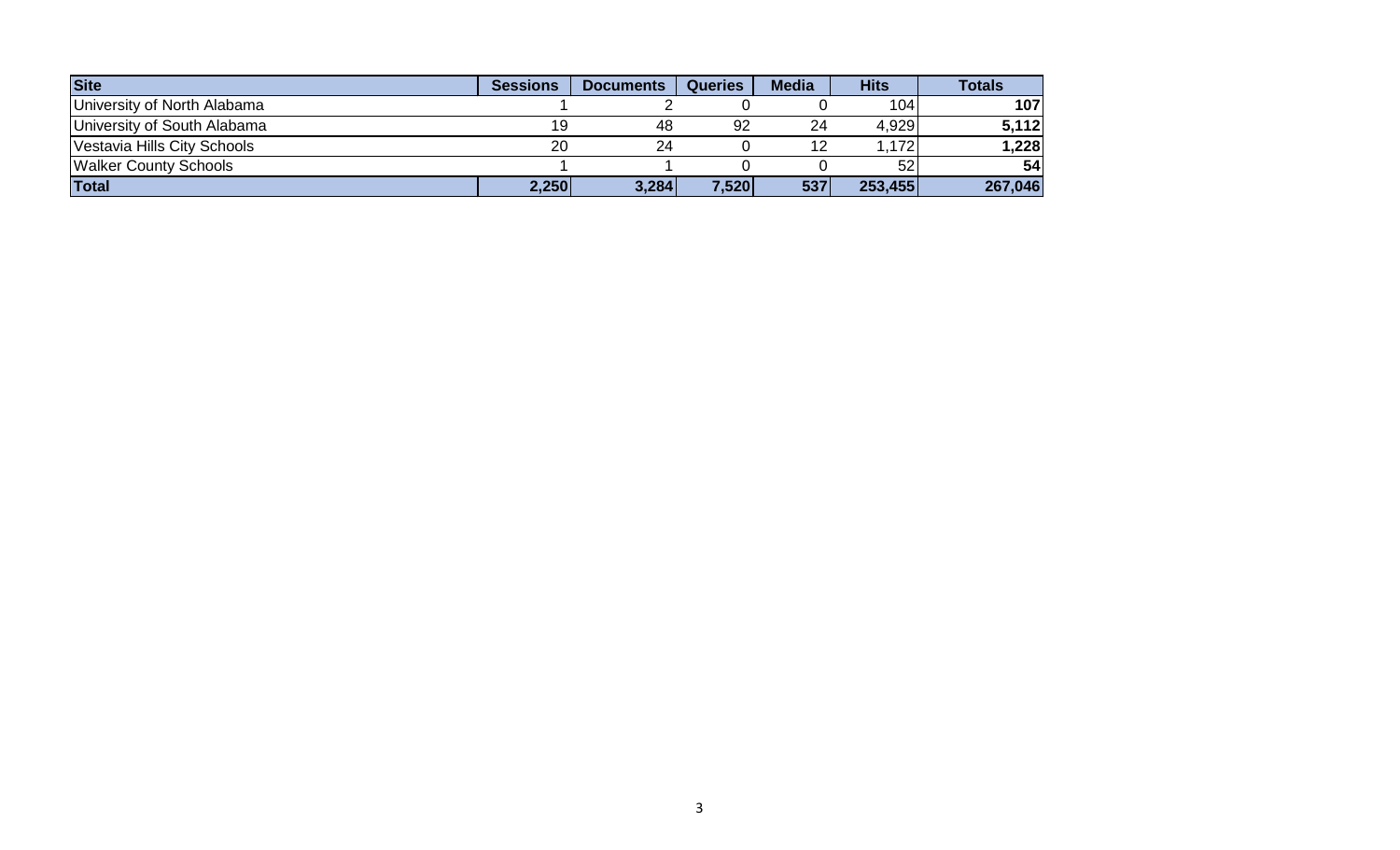| Site | Sessions | Documents | Queries | Media | Hits | Totals |
|---|---|---|---|---|---|---|
| University of North Alabama | 1 | 2 | 0 | 0 | 104 | **107** |
| University of South Alabama | 19 | 48 | 92 | 24 | 4,929 | **5,112** |
| Vestavia Hills City Schools | 20 | 24 | 0 | 12 | 1,172 | **1,228** |
| Walker County Schools | 1 | 1 | 0 | 0 | 52 | **54** |
| **Total** | **2,250** | **3,284** | **7,520** | **537** | **253,455** | **267,046** |